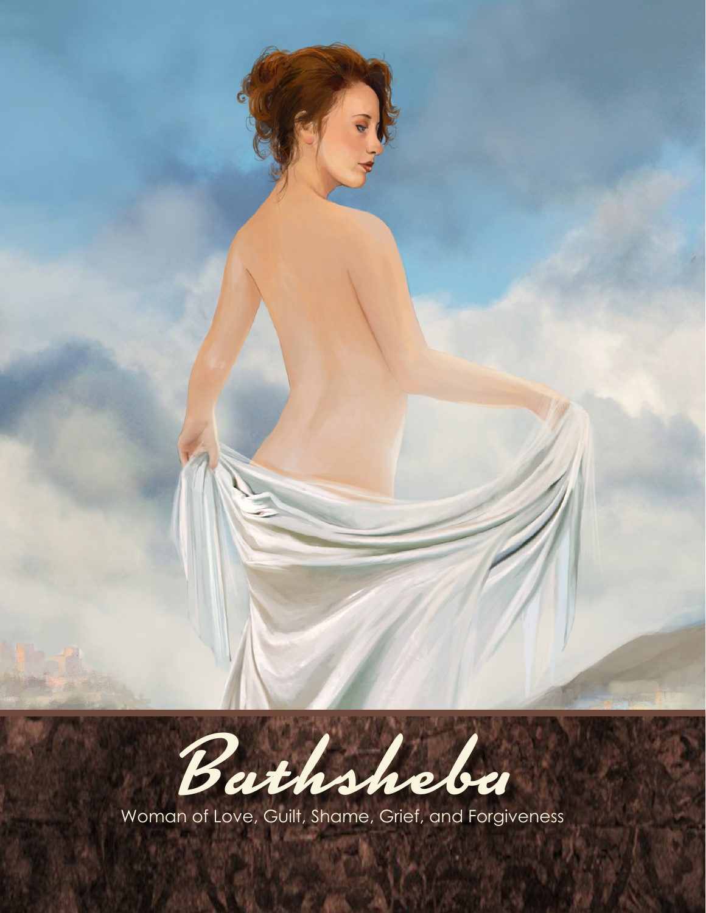# Bathsheba

Woman of Love, Guilt, Shame, Grief, and Forgiveness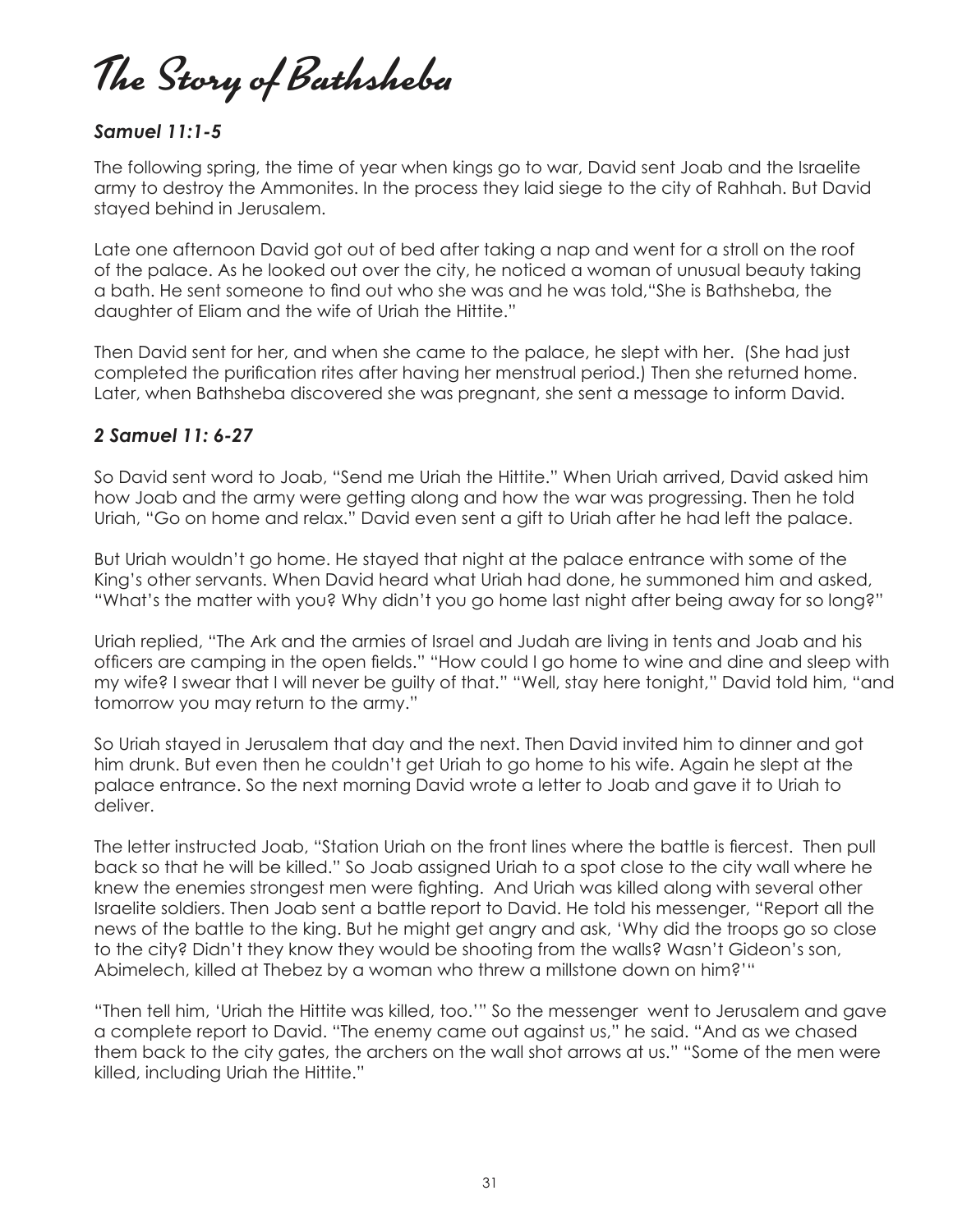# The Story of Bathsheba

### *Samuel 11:1-5*

The following spring, the time of year when kings go to war, David sent Joab and the Israelite army to destroy the Ammonites. In the process they laid siege to the city of Rahhah. But David stayed behind in Jerusalem.

Late one afternoon David got out of bed after taking a nap and went for a stroll on the roof of the palace. As he looked out over the city, he noticed a woman of unusual beauty taking a bath. He sent someone to find out who she was and he was told,"She is Bathsheba, the daughter of Eliam and the wife of Uriah the Hittite."

Then David sent for her, and when she came to the palace, he slept with her. (She had just completed the purification rites after having her menstrual period.) Then she returned home. Later, when Bathsheba discovered she was pregnant, she sent a message to inform David.

### *2 Samuel 11: 6-27*

So David sent word to Joab, "Send me Uriah the Hittite." When Uriah arrived, David asked him how Joab and the army were getting along and how the war was progressing. Then he told Uriah, "Go on home and relax." David even sent a gift to Uriah after he had left the palace.

But Uriah wouldn't go home. He stayed that night at the palace entrance with some of the King's other servants. When David heard what Uriah had done, he summoned him and asked, "What's the matter with you? Why didn't you go home last night after being away for so long?"

Uriah replied, "The Ark and the armies of Israel and Judah are living in tents and Joab and his officers are camping in the open fields." "How could I go home to wine and dine and sleep with my wife? I swear that I will never be guilty of that." "Well, stay here tonight," David told him, "and tomorrow you may return to the army."

So Uriah stayed in Jerusalem that day and the next. Then David invited him to dinner and got him drunk. But even then he couldn't get Uriah to go home to his wife. Again he slept at the palace entrance. So the next morning David wrote a letter to Joab and gave it to Uriah to deliver.

The letter instructed Joab, "Station Uriah on the front lines where the battle is fiercest. Then pull back so that he will be killed." So Joab assigned Uriah to a spot close to the city wall where he knew the enemies strongest men were fighting. And Uriah was killed along with several other Israelite soldiers. Then Joab sent a battle report to David. He told his messenger, "Report all the news of the battle to the king. But he might get angry and ask, 'Why did the troops go so close to the city? Didn't they know they would be shooting from the walls? Wasn't Gideon's son, Abimelech, killed at Thebez by a woman who threw a millstone down on him?'"

"Then tell him, 'Uriah the Hittite was killed, too.'" So the messenger went to Jerusalem and gave a complete report to David. "The enemy came out against us," he said. "And as we chased them back to the city gates, the archers on the wall shot arrows at us." "Some of the men were killed, including Uriah the Hittite."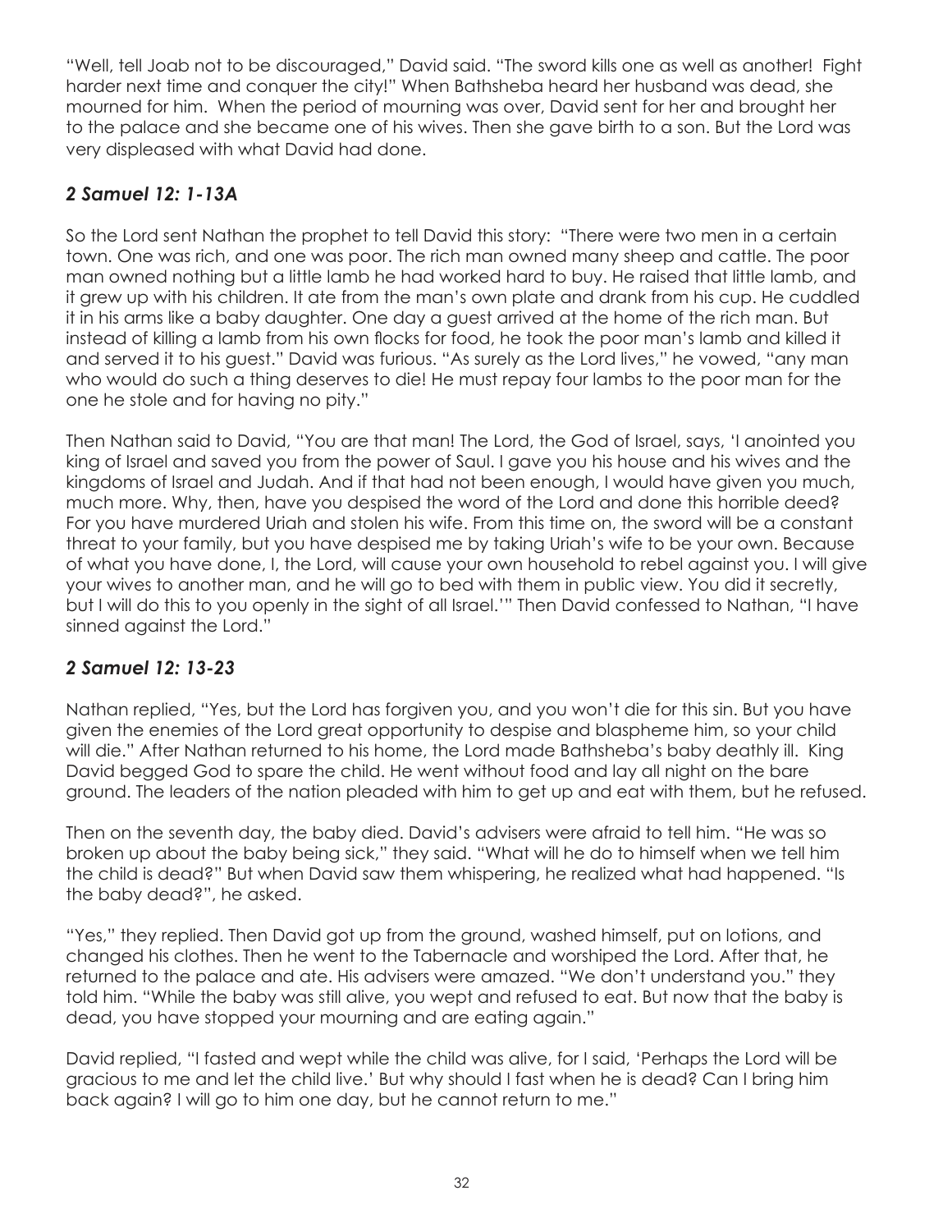"Well, tell Joab not to be discouraged," David said. "The sword kills one as well as another! Fight harder next time and conquer the city!" When Bathsheba heard her husband was dead, she mourned for him. When the period of mourning was over, David sent for her and brought her to the palace and she became one of his wives. Then she gave birth to a son. But the Lord was very displeased with what David had done.

### *2 Samuel 12: 1-13A*

So the Lord sent Nathan the prophet to tell David this story: "There were two men in a certain town. One was rich, and one was poor. The rich man owned many sheep and cattle. The poor man owned nothing but a little lamb he had worked hard to buy. He raised that little lamb, and it grew up with his children. It ate from the man's own plate and drank from his cup. He cuddled it in his arms like a baby daughter. One day a guest arrived at the home of the rich man. But instead of killing a lamb from his own flocks for food, he took the poor man's lamb and killed it and served it to his guest." David was furious. "As surely as the Lord lives," he vowed, "any man who would do such a thing deserves to die! He must repay four lambs to the poor man for the one he stole and for having no pity."

Then Nathan said to David, "You are that man! The Lord, the God of Israel, says, 'I anointed you king of Israel and saved you from the power of Saul. I gave you his house and his wives and the kingdoms of Israel and Judah. And if that had not been enough, I would have given you much, much more. Why, then, have you despised the word of the Lord and done this horrible deed? For you have murdered Uriah and stolen his wife. From this time on, the sword will be a constant threat to your family, but you have despised me by taking Uriah's wife to be your own. Because of what you have done, I, the Lord, will cause your own household to rebel against you. I will give your wives to another man, and he will go to bed with them in public view. You did it secretly, but I will do this to you openly in the sight of all Israel.'" Then David confessed to Nathan, "I have sinned against the Lord."

### *2 Samuel 12: 13-23*

Nathan replied, "Yes, but the Lord has forgiven you, and you won't die for this sin. But you have given the enemies of the Lord great opportunity to despise and blaspheme him, so your child will die." After Nathan returned to his home, the Lord made Bathsheba's baby deathly ill. King David begged God to spare the child. He went without food and lay all night on the bare ground. The leaders of the nation pleaded with him to get up and eat with them, but he refused.

Then on the seventh day, the baby died. David's advisers were afraid to tell him. "He was so broken up about the baby being sick," they said. "What will he do to himself when we tell him the child is dead?" But when David saw them whispering, he realized what had happened. "Is the baby dead?", he asked.

"Yes," they replied. Then David got up from the ground, washed himself, put on lotions, and changed his clothes. Then he went to the Tabernacle and worshiped the Lord. After that, he returned to the palace and ate. His advisers were amazed. "We don't understand you." they told him. "While the baby was still alive, you wept and refused to eat. But now that the baby is dead, you have stopped your mourning and are eating again."

David replied, "I fasted and wept while the child was alive, for I said, 'Perhaps the Lord will be gracious to me and let the child live.' But why should I fast when he is dead? Can I bring him back again? I will go to him one day, but he cannot return to me."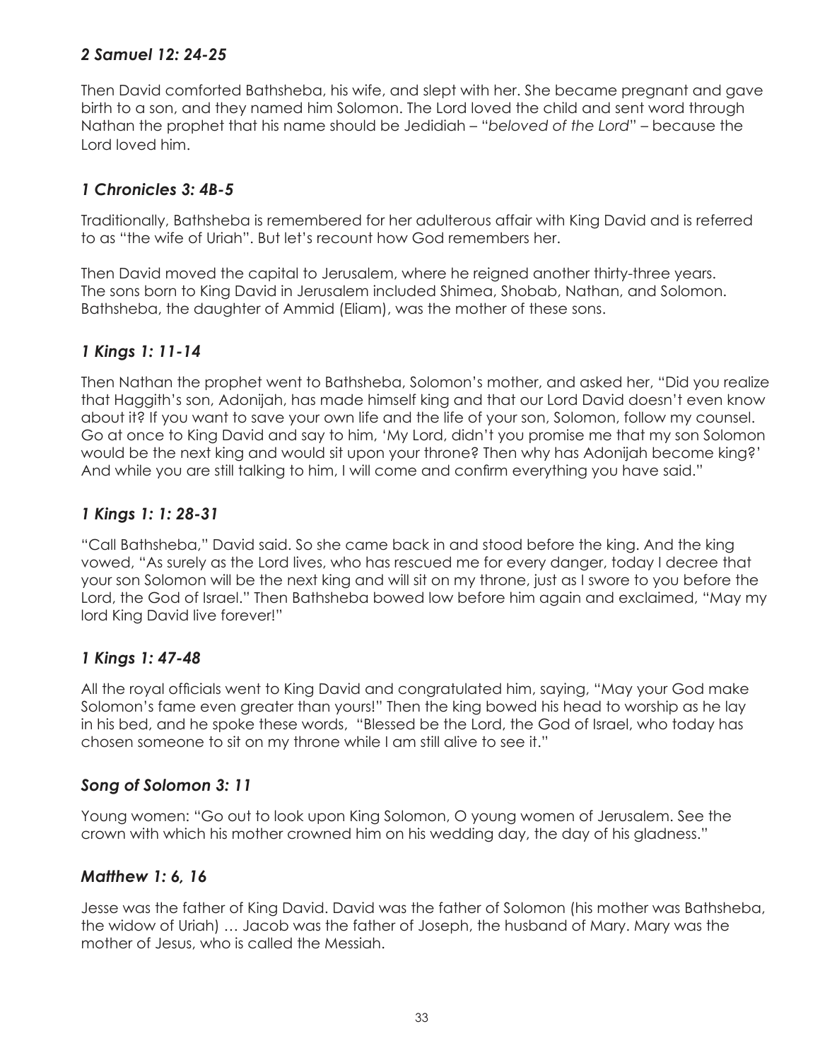### *2 Samuel 12: 24-25*

Then David comforted Bathsheba, his wife, and slept with her. She became pregnant and gave birth to a son, and they named him Solomon. The Lord loved the child and sent word through Nathan the prophet that his name should be Jedidiah – "*beloved of the Lord*" – because the Lord loved him.

### *1 Chronicles 3: 4B-5*

Traditionally, Bathsheba is remembered for her adulterous affair with King David and is referred to as "the wife of Uriah". But let's recount how God remembers her.

Then David moved the capital to Jerusalem, where he reigned another thirty-three years. The sons born to King David in Jerusalem included Shimea, Shobab, Nathan, and Solomon. Bathsheba, the daughter of Ammid (Eliam), was the mother of these sons.

### *1 Kings 1: 11-14*

Then Nathan the prophet went to Bathsheba, Solomon's mother, and asked her, "Did you realize that Haggith's son, Adonijah, has made himself king and that our Lord David doesn't even know about it? If you want to save your own life and the life of your son, Solomon, follow my counsel. Go at once to King David and say to him, 'My Lord, didn't you promise me that my son Solomon would be the next king and would sit upon your throne? Then why has Adonijah become king?' And while you are still talking to him, I will come and confirm everything you have said."

### *1 Kings 1: 1: 28-31*

"Call Bathsheba," David said. So she came back in and stood before the king. And the king vowed, "As surely as the Lord lives, who has rescued me for every danger, today I decree that your son Solomon will be the next king and will sit on my throne, just as I swore to you before the Lord, the God of Israel." Then Bathsheba bowed low before him again and exclaimed, "May my lord King David live forever!"

### *1 Kings 1: 47-48*

All the royal officials went to King David and congratulated him, saying, "May your God make Solomon's fame even greater than yours!" Then the king bowed his head to worship as he lay in his bed, and he spoke these words, "Blessed be the Lord, the God of Israel, who today has chosen someone to sit on my throne while I am still alive to see it."

### *Song of Solomon 3: 11*

Young women: "Go out to look upon King Solomon, O young women of Jerusalem. See the crown with which his mother crowned him on his wedding day, the day of his gladness."

### *Matthew 1: 6, 16*

Jesse was the father of King David. David was the father of Solomon (his mother was Bathsheba, the widow of Uriah) … Jacob was the father of Joseph, the husband of Mary. Mary was the mother of Jesus, who is called the Messiah.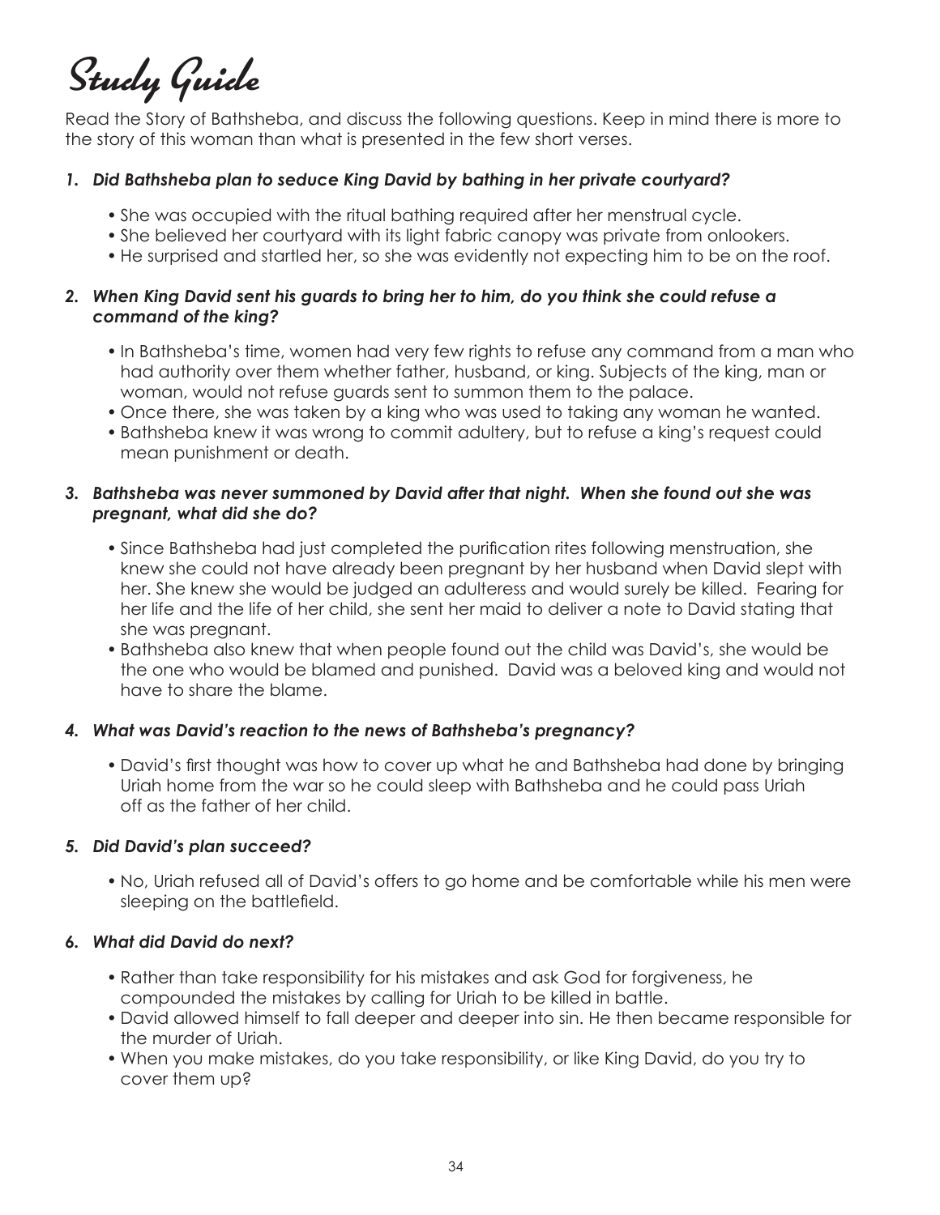# Study Guide

Read the Story of Bathsheba, and discuss the following questions. Keep in mind there is more to the story of this woman than what is presented in the few short verses.

1. ***Did Bathsheba plan to seduce King David by bathing in her private courtyard?***

    - She was occupied with the ritual bathing required after her menstrual cycle.
    - She believed her courtyard with its light fabric canopy was private from onlookers.
    - He surprised and startled her, so she was evidently not expecting him to be on the roof.

2. ***When King David sent his guards to bring her to him, do you think she could refuse a command of the king?***

    - In Bathsheba's time, women had very few rights to refuse any command from a man who had authority over them whether father, husband, or king. Subjects of the king, man or woman, would not refuse guards sent to summon them to the palace.
    - Once there, she was taken by a king who was used to taking any woman he wanted.
    - Bathsheba knew it was wrong to commit adultery, but to refuse a king's request could mean punishment or death.

3. ***Bathsheba was never summoned by David after that night. When she found out she was pregnant, what did she do?***

    - Since Bathsheba had just completed the purification rites following menstruation, she knew she could not have already been pregnant by her husband when David slept with her. She knew she would be judged an adulteress and would surely be killed. Fearing for her life and the life of her child, she sent her maid to deliver a note to David stating that she was pregnant.
    - Bathsheba also knew that when people found out the child was David's, she would be the one who would be blamed and punished. David was a beloved king and would not have to share the blame.

4. ***What was David's reaction to the news of Bathsheba's pregnancy?***

    - David's first thought was how to cover up what he and Bathsheba had done by bringing Uriah home from the war so he could sleep with Bathsheba and he could pass Uriah off as the father of her child.

5. ***Did David's plan succeed?***

    - No, Uriah refused all of David's offers to go home and be comfortable while his men were sleeping on the battlefield.

6. ***What did David do next?***

    - Rather than take responsibility for his mistakes and ask God for forgiveness, he compounded the mistakes by calling for Uriah to be killed in battle.
    - David allowed himself to fall deeper and deeper into sin. He then became responsible for the murder of Uriah.
    - When you make mistakes, do you take responsibility, or like King David, do you try to cover them up?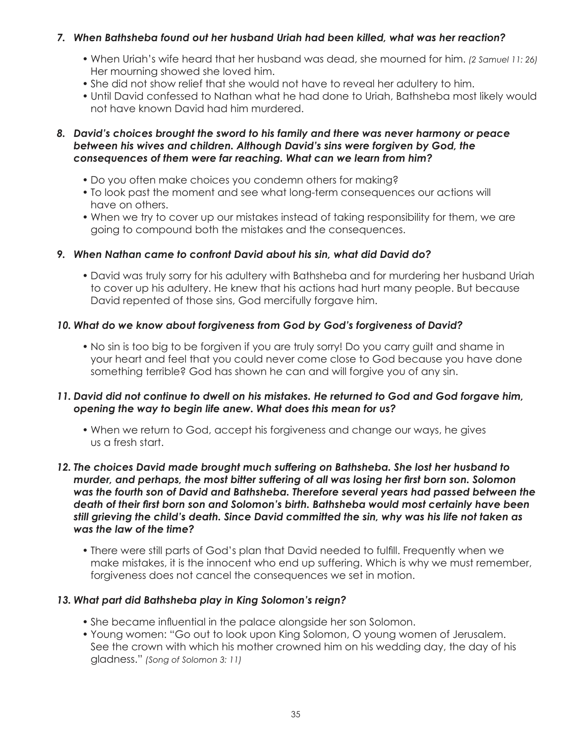7. ***When Bathsheba found out her husband Uriah had been killed, what was her reaction?***

    - When Uriah's wife heard that her husband was dead, she mourned for him. *(2 Samuel 11: 26)* Her mourning showed she loved him.
    - She did not show relief that she would not have to reveal her adultery to him.
    - Until David confessed to Nathan what he had done to Uriah, Bathsheba most likely would not have known David had him murdered.

8. ***David's choices brought the sword to his family and there was never harmony or peace between his wives and children. Although David's sins were forgiven by God, the consequences of them were far reaching. What can we learn from him?***

    - Do you often make choices you condemn others for making?
    - To look past the moment and see what long-term consequences our actions will have on others.
    - When we try to cover up our mistakes instead of taking responsibility for them, we are going to compound both the mistakes and the consequences.

9. ***When Nathan came to confront David about his sin, what did David do?***

    - David was truly sorry for his adultery with Bathsheba and for murdering her husband Uriah to cover up his adultery. He knew that his actions had hurt many people. But because David repented of those sins, God mercifully forgave him.

10. ***What do we know about forgiveness from God by God's forgiveness of David?***

    - No sin is too big to be forgiven if you are truly sorry! Do you carry guilt and shame in your heart and feel that you could never come close to God because you have done something terrible? God has shown he can and will forgive you of any sin.

11. ***David did not continue to dwell on his mistakes. He returned to God and God forgave him, opening the way to begin life anew. What does this mean for us?***

    - When we return to God, accept his forgiveness and change our ways, he gives us a fresh start.

12. ***The choices David made brought much suffering on Bathsheba. She lost her husband to murder, and perhaps, the most bitter suffering of all was losing her first born son. Solomon was the fourth son of David and Bathsheba. Therefore several years had passed between the death of their first born son and Solomon's birth. Bathsheba would most certainly have been still grieving the child's death. Since David committed the sin, why was his life not taken as was the law of the time?***

    - There were still parts of God's plan that David needed to fulfill. Frequently when we make mistakes, it is the innocent who end up suffering. Which is why we must remember, forgiveness does not cancel the consequences we set in motion.

13. ***What part did Bathsheba play in King Solomon's reign?***

    - She became influential in the palace alongside her son Solomon.
    - Young women: "Go out to look upon King Solomon, O young women of Jerusalem. See the crown with which his mother crowned him on his wedding day, the day of his gladness." *(Song of Solomon 3: 11)*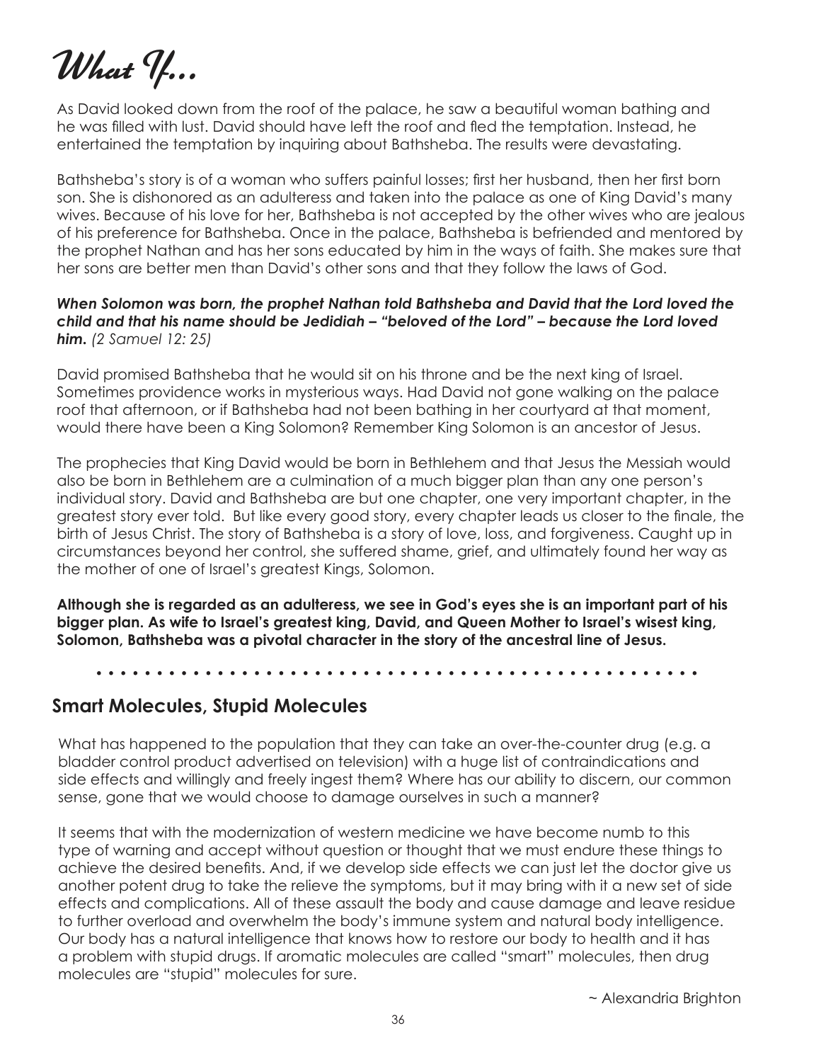# What If...

As David looked down from the roof of the palace, he saw a beautiful woman bathing and he was filled with lust. David should have left the roof and fled the temptation. Instead, he entertained the temptation by inquiring about Bathsheba. The results were devastating.

Bathsheba's story is of a woman who suffers painful losses; first her husband, then her first born son. She is dishonored as an adulteress and taken into the palace as one of King David's many wives. Because of his love for her, Bathsheba is not accepted by the other wives who are jealous of his preference for Bathsheba. Once in the palace, Bathsheba is befriended and mentored by the prophet Nathan and has her sons educated by him in the ways of faith. She makes sure that her sons are better men than David's other sons and that they follow the laws of God.

***When Solomon was born, the prophet Nathan told Bathsheba and David that the Lord loved the child and that his name should be Jedidiah – "beloved of the Lord" – because the Lord loved him.*** *(2 Samuel 12: 25)*

David promised Bathsheba that he would sit on his throne and be the next king of Israel. Sometimes providence works in mysterious ways. Had David not gone walking on the palace roof that afternoon, or if Bathsheba had not been bathing in her courtyard at that moment, would there have been a King Solomon? Remember King Solomon is an ancestor of Jesus.

The prophecies that King David would be born in Bethlehem and that Jesus the Messiah would also be born in Bethlehem are a culmination of a much bigger plan than any one person's individual story. David and Bathsheba are but one chapter, one very important chapter, in the greatest story ever told. But like every good story, every chapter leads us closer to the finale, the birth of Jesus Christ. The story of Bathsheba is a story of love, loss, and forgiveness. Caught up in circumstances beyond her control, she suffered shame, grief, and ultimately found her way as the mother of one of Israel's greatest Kings, Solomon.

**Although she is regarded as an adulteress, we see in God's eyes she is an important part of his bigger plan. As wife to Israel's greatest king, David, and Queen Mother to Israel's wisest king, Solomon, Bathsheba was a pivotal character in the story of the ancestral line of Jesus.**

## Smart Molecules, Stupid Molecules

What has happened to the population that they can take an over-the-counter drug (e.g. a bladder control product advertised on television) with a huge list of contraindications and side effects and willingly and freely ingest them? Where has our ability to discern, our common sense, gone that we would choose to damage ourselves in such a manner?

It seems that with the modernization of western medicine we have become numb to this type of warning and accept without question or thought that we must endure these things to achieve the desired benefits. And, if we develop side effects we can just let the doctor give us another potent drug to take the relieve the symptoms, but it may bring with it a new set of side effects and complications. All of these assault the body and cause damage and leave residue to further overload and overwhelm the body's immune system and natural body intelligence. Our body has a natural intelligence that knows how to restore our body to health and it has a problem with stupid drugs. If aromatic molecules are called "smart" molecules, then drug molecules are "stupid" molecules for sure.

~ Alexandria Brighton